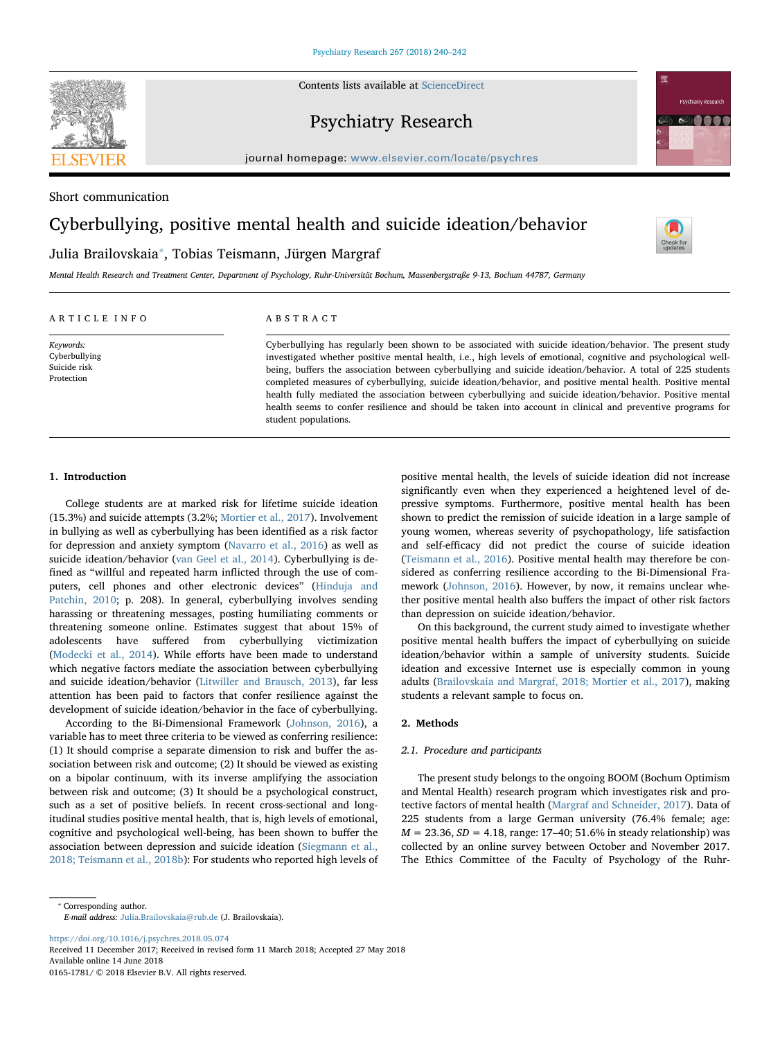Short communication

# Cyberbullying, positive mental health and suicide ideation/behavior

Julia Brailovskaia*, Tobias Teismann, Jürgen Margraf

*Mental Health Research and Treatment Center, Department of Psychology, Ruhr-Universität Bochum, Massenbergstraße 9-13, Bochum 44787, Germany*

ARTICLE INFO

*Keywords:*
Cyberbullying
Suicide risk
Protection

ABSTRACT

Cyberbullying has regularly been shown to be associated with suicide ideation/behavior. The present study investigated whether positive mental health, i.e., high levels of emotional, cognitive and psychological well-being, buffers the association between cyberbullying and suicide ideation/behavior. A total of 225 students completed measures of cyberbullying, suicide ideation/behavior, and positive mental health. Positive mental health fully mediated the association between cyberbullying and suicide ideation/behavior. Positive mental health seems to confer resilience and should be taken into account in clinical and preventive programs for student populations.

## 1. Introduction

College students are at marked risk for lifetime suicide ideation (15.3%) and suicide attempts (3.2%; Mortier et al., 2017). Involvement in bullying as well as cyberbullying has been identified as a risk factor for depression and anxiety symptom (Navarro et al., 2016) as well as suicide ideation/behavior (van Geel et al., 2014). Cyberbullying is defined as "willful and repeated harm inflicted through the use of computers, cell phones and other electronic devices" (Hinduja and Patchin, 2010; p. 208). In general, cyberbullying involves sending harassing or threatening messages, posting humiliating comments or threatening someone online. Estimates suggest that about 15% of adolescents have suffered from cyberbullying victimization (Modecki et al., 2014). While efforts have been made to understand which negative factors mediate the association between cyberbullying and suicide ideation/behavior (Litwiller and Brausch, 2013), far less attention has been paid to factors that confer resilience against the development of suicide ideation/behavior in the face of cyberbullying.

According to the Bi-Dimensional Framework (Johnson, 2016), a variable has to meet three criteria to be viewed as conferring resilience: (1) It should comprise a separate dimension to risk and buffer the association between risk and outcome; (2) It should be viewed as existing on a bipolar continuum, with its inverse amplifying the association between risk and outcome; (3) It should be a psychological construct, such as a set of positive beliefs. In recent cross-sectional and longitudinal studies positive mental health, that is, high levels of emotional, cognitive and psychological well-being, has been shown to buffer the association between depression and suicide ideation (Siegmann et al., 2018; Teismann et al., 2018b): For students who reported high levels of positive mental health, the levels of suicide ideation did not increase significantly even when they experienced a heightened level of depressive symptoms. Furthermore, positive mental health has been shown to predict the remission of suicide ideation in a large sample of young women, whereas severity of psychopathology, life satisfaction and self-efficacy did not predict the course of suicide ideation (Teismann et al., 2016). Positive mental health may therefore be considered as conferring resilience according to the Bi-Dimensional Framework (Johnson, 2016). However, by now, it remains unclear whether positive mental health also buffers the impact of other risk factors than depression on suicide ideation/behavior.

On this background, the current study aimed to investigate whether positive mental health buffers the impact of cyberbullying on suicide ideation/behavior within a sample of university students. Suicide ideation and excessive Internet use is especially common in young adults (Brailovskaia and Margraf, 2018; Mortier et al., 2017), making students a relevant sample to focus on.

## 2. Methods

### 2.1. Procedure and participants

The present study belongs to the ongoing BOOM (Bochum Optimism and Mental Health) research program which investigates risk and protective factors of mental health (Margraf and Schneider, 2017). Data of 225 students from a large German university (76.4% female; age: $M = 23.36$, $SD = 4.18$, range: 17–40; 51.6% in steady relationship) was collected by an online survey between October and November 2017. The Ethics Committee of the Faculty of Psychology of the Ruhr-

* Corresponding author.
*E-mail address:* Julia.Brailovskaia@rub.de (J. Brailovskaia).

https://doi.org/10.1016/j.psychres.2018.05.074
Received 11 December 2017; Received in revised form 11 March 2018; Accepted 27 May 2018
Available online 14 June 2018
0165-1781/ © 2018 Elsevier B.V. All rights reserved.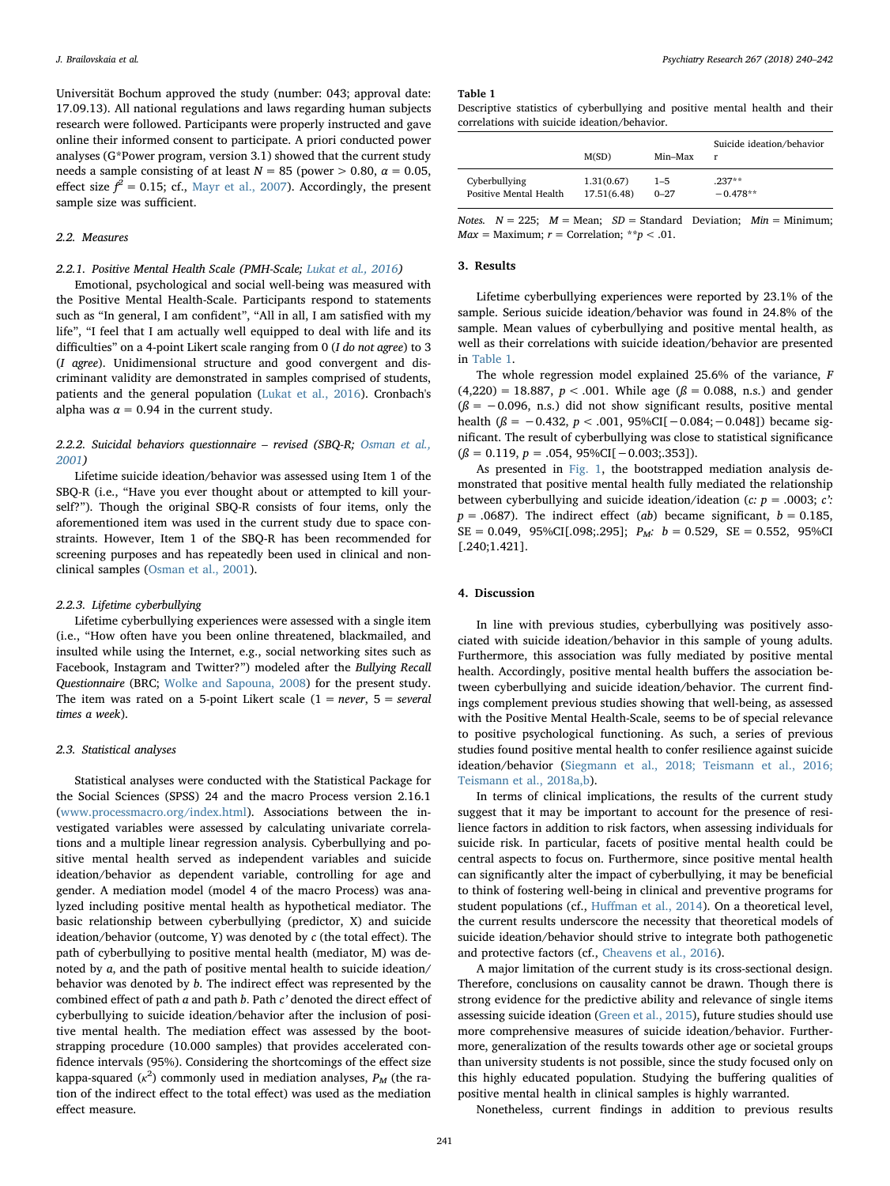Universität Bochum approved the study (number: 043; approval date: 17.09.13). All national regulations and laws regarding human subjects research were followed. Participants were properly instructed and gave online their informed consent to participate. A priori conducted power analyses (G*Power program, version 3.1) showed that the current study needs a sample consisting of at least $N = 85$ (power > 0.80, $\alpha = 0.05$, effect size $f^2 = 0.15$; cf., Mayr et al., 2007). Accordingly, the present sample size was sufficient.

### 2.2. Measures

#### 2.2.1. Positive Mental Health Scale (PMH-Scale; Lukat et al., 2016)

Emotional, psychological and social well-being was measured with the Positive Mental Health-Scale. Participants respond to statements such as "In general, I am confident", "All in all, I am satisfied with my life", "I feel that I am actually well equipped to deal with life and its difficulties" on a 4-point Likert scale ranging from 0 (*I do not agree*) to 3 (*I agree*). Unidimensional structure and good convergent and discriminant validity are demonstrated in samples comprised of students, patients and the general population (Lukat et al., 2016). Cronbach's alpha was $\alpha = 0.94$ in the current study.

#### 2.2.2. Suicidal behaviors questionnaire – revised (SBQ-R; Osman et al., 2001)

Lifetime suicide ideation/behavior was assessed using Item 1 of the SBQ-R (i.e., "Have you ever thought about or attempted to kill yourself?"). Though the original SBQ-R consists of four items, only the aforementioned item was used in the current study due to space constraints. However, Item 1 of the SBQ-R has been recommended for screening purposes and has repeatedly been used in clinical and non-clinical samples (Osman et al., 2001).

#### 2.2.3. Lifetime cyberbullying

Lifetime cyberbullying experiences were assessed with a single item (i.e., "How often have you been online threatened, blackmailed, and insulted while using the Internet, e.g., social networking sites such as Facebook, Instagram and Twitter?") modeled after the *Bullying Recall Questionnaire* (BRC; Wolke and Sapouna, 2008) for the present study. The item was rated on a 5-point Likert scale (1 = *never*, 5 = *several times a week*).

### 2.3. Statistical analyses

Statistical analyses were conducted with the Statistical Package for the Social Sciences (SPSS) 24 and the macro Process version 2.16.1 (www.processmacro.org/index.html). Associations between the investigated variables were assessed by calculating univariate correlations and a multiple linear regression analysis. Cyberbullying and positive mental health served as independent variables and suicide ideation/behavior as dependent variable, controlling for age and gender. A mediation model (model 4 of the macro Process) was analyzed including positive mental health as hypothetical mediator. The basic relationship between cyberbullying (predictor, X) and suicide ideation/behavior (outcome, Y) was denoted by *c* (the total effect). The path of cyberbullying to positive mental health (mediator, M) was denoted by *a*, and the path of positive mental health to suicide ideation/behavior was denoted by *b*. The indirect effect was represented by the combined effect of path *a* and path *b*. Path *c'* denoted the direct effect of cyberbullying to suicide ideation/behavior after the inclusion of positive mental health. The mediation effect was assessed by the bootstrapping procedure (10.000 samples) that provides accelerated confidence intervals (95%). Considering the shortcomings of the effect size kappa-squared ($\kappa^2$) commonly used in mediation analyses, $P_M$ (the ration of the indirect effect to the total effect) was used as the mediation effect measure.

**Table 1**
Descriptive statistics of cyberbullying and positive mental health and their correlations with suicide ideation/behavior.

| | M(SD) | Min–Max | Suicide ideation/behavior r |
|---|---|---|---|
| Cyberbullying | 1.31(0.67) | 1–5 | .237** |
| Positive Mental Health | 17.51(6.48) | 0–27 | −0.478** |

*Notes.* $N = 225$; *M* = Mean; *SD* = Standard Deviation; *Min* = Minimum; *Max* = Maximum; *r* = Correlation; **$p < .01$.

## 3. Results

Lifetime cyberbullying experiences were reported by 23.1% of the sample. Serious suicide ideation/behavior was found in 24.8% of the sample. Mean values of cyberbullying and positive mental health, as well as their correlations with suicide ideation/behavior are presented in Table 1.

The whole regression model explained 25.6% of the variance, $F(4,220) = 18.887$, $p < .001$. While age ($\beta = 0.088$, n.s.) and gender ($\beta = -0.096$, n.s.) did not show significant results, positive mental health ($\beta = -0.432$, $p < .001$, 95%CI[−0.084; −0.048]) became significant. The result of cyberbullying was close to statistical significance ($\beta = 0.119$, $p = .054$, 95%CI[−0.003;.353]).

As presented in Fig. 1, the bootstrapped mediation analysis demonstrated that positive mental health fully mediated the relationship between cyberbullying and suicide ideation/ideation (*c*: $p = .0003$; *c'*: $p = .0687$). The indirect effect (*ab*) became significant, $b = 0.185$, SE = 0.049, 95%CI[.098;.295]; $P_M$: $b = 0.529$, SE = 0.552, 95%CI [.240;1.421].

## 4. Discussion

In line with previous studies, cyberbullying was positively associated with suicide ideation/behavior in this sample of young adults. Furthermore, this association was fully mediated by positive mental health. Accordingly, positive mental health buffers the association between cyberbullying and suicide ideation/behavior. The current findings complement previous studies showing that well-being, as assessed with the Positive Mental Health-Scale, seems to be of special relevance to positive psychological functioning. As such, a series of previous studies found positive mental health to confer resilience against suicide ideation/behavior (Siegmann et al., 2018; Teismann et al., 2016; Teismann et al., 2018a,b).

In terms of clinical implications, the results of the current study suggest that it may be important to account for the presence of resilience factors in addition to risk factors, when assessing individuals for suicide risk. In particular, facets of positive mental health could be central aspects to focus on. Furthermore, since positive mental health can significantly alter the impact of cyberbullying, it may be beneficial to think of fostering well-being in clinical and preventive programs for student populations (cf., Huffman et al., 2014). On a theoretical level, the current results underscore the necessity that theoretical models of suicide ideation/behavior should strive to integrate both pathogenetic and protective factors (cf., Cheavens et al., 2016).

A major limitation of the current study is its cross-sectional design. Therefore, conclusions on causality cannot be drawn. Though there is strong evidence for the predictive ability and relevance of single items assessing suicide ideation (Green et al., 2015), future studies should use more comprehensive measures of suicide ideation/behavior. Furthermore, generalization of the results towards other age or societal groups than university students is not possible, since the study focused only on this highly educated population. Studying the buffering qualities of positive mental health in clinical samples is highly warranted.

Nonetheless, current findings in addition to previous results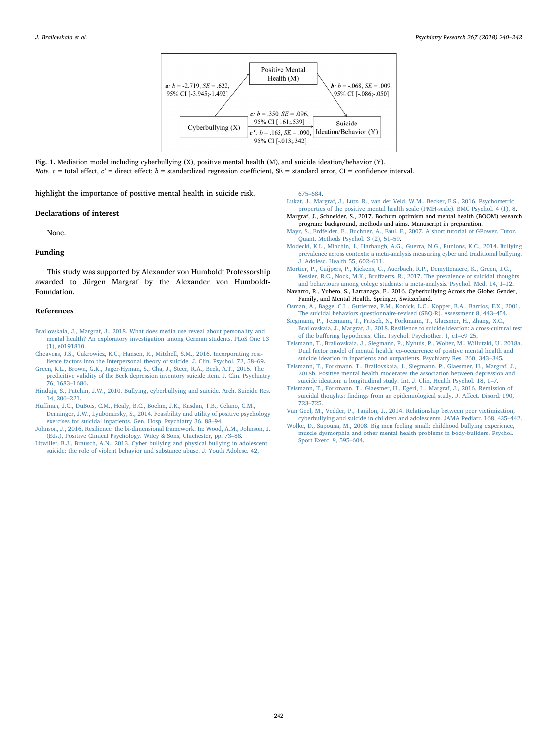Positive Mental Health (M)

Cyberbullying (X)

Suicide Ideation/Behavior (Y)

***a****:* $b$ = -2.719, *SE* = .622, 95% CI [-3.945;-1.492]

***b****:* $b$ = -.068, *SE* = .009, 95% CI [-.086;-.050]

***c****:* $b$ = .350, *SE* = .096, 95% CI [.161;.539]

***c'****:* $b$ = .165, *SE* = .090, 95% CI [-.013;.342]

**Fig. 1.** Mediation model including cyberbullying (X), positive mental health (M), and suicide ideation/behavior (Y).
*Note.* c = total effect, c' = direct effect; b = standardized regression coefficient, SE = standard error, CI = confidence interval.

highlight the importance of positive mental health in suicide risk.

## Declarations of interest

None.

## Funding

This study was supported by Alexander von Humboldt Professorship awarded to Jürgen Margraf by the Alexander von Humboldt-Foundation.

## References

Brailovskaia, J., Margraf, J., 2018. What does media use reveal about personality and mental health? An exploratory investigation among German students. PLoS One 13 (1), e0191810.

Cheavens, J.S., Cukrowicz, K.C., Hansen, R., Mitchell, S.M., 2016. Incorporating resilience factors into the Interpersonal theory of suicide. J. Clin. Psychol. 72, 58–69.

Green, K.L., Brown, G.K., Jager-Hyman, S., Cha, J., Steer, R.A., Beck, A.T., 2015. The predicitive validity of the Beck depression inventory suicide item. J. Clin. Psychiatry 76, 1683–1686.

Hinduja, S., Patchin, J.W., 2010. Bullying, cyberbullying and suicide. Arch. Suicide Res. 14, 206–221.

Huffman, J.C., DuBois, C.M., Healy, B.C., Boehm, J.K., Kasdan, T.B., Celano, C.M., Denninger, J.W., Lyubomirsky, S., 2014. Feasibility and utility of positive psychology exercises for suicidal inpatients. Gen. Hosp. Psychiatry 36, 88–94.

Johnson, J., 2016. Resilience: the bi-dimensional framework. In: Wood, A.M., Johnson, J. (Eds.), Positive Clinical Psychology. Wiley & Sons, Chichester, pp. 73–88.

Litwiller, B.J., Brausch, A.N., 2013. Cyber bullying and physical bullying in adolescent suicide: the role of violent behavior and substance abuse. J. Youth Adolesc. 42, 675–684.

Lukat, J., Margraf, J., Lutz, R., van der Veld, W.M., Becker, E.S., 2016. Psychometric properties of the positive mental health scale (PMH-scale). BMC Psychol. 4 (1), 8.

Margraf, J., Schneider, S., 2017. Bochum optimism and mental health (BOOM) research program: background, methods and aims. Manuscript in preparation.

Mayr, S., Erdfelder, E., Buchner, A., Faul, F., 2007. A short tutorial of GPower. Tutor. Quant. Methods Psychol. 3 (2), 51–59.

Modecki, K.L., Minchin, J., Harbaugh, A.G., Guerra, N.G., Runions, K.C., 2014. Bullying prevalence across contexts: a meta-analysis measuring cyber and traditional bullying. J. Adolesc. Health 55, 602–611.

Mortier, P., Cuijpers, P., Kiekens, G., Auerbach, R.P., Demyttenaere, K., Green, J.G., Kessler, R.C., Nock, M.K., Bruffaerts, R., 2017. The prevalence of suicidal thoughts and behaviours among colege students: a meta-analysis. Psychol. Med. 14, 1–12.

Navarro, R., Yubero, S., Larranaga, E., 2016. Cyberbullying Across the Globe: Gender, Family, and Mental Health. Springer, Switzerland.

Osman, A., Bagge, C.L., Gutierrez, P.M., Konick, L.C., Kopper, B.A., Barrios, F.X., 2001. The suicidal behaviors questionnaire-revised (SBQ-R). Assessment 8, 443–454.

Siegmann, P., Teismann, T., Fritsch, N., Forkmann, T., Glaesmer, H., Zhang, X.C., Brailovskaia, J., Margraf, J., 2018. Resilience to suicide ideation: a cross-cultural test of the buffering hypothesis. Clin. Psychol. Psychother. 1, e1–e9 25.

Teismann, T., Brailovskaia, J., Siegmann, P., Nyhuis, P., Wolter, M., Willutzki, U., 2018a. Dual factor model of mental health: co-occurrence of positive mental health and suicide ideation in inpatients and outpatients. Psychiatry Res. 260, 343–345.

Teismann, T., Forkmann, T., Brailovskaia, J., Siegmann, P., Glaesmer, H., Margraf, J., 2018b. Positive mental health moderates the association between depression and suicide ideation: a longitudinal study. Int. J. Clin. Health Psychol. 18, 1–7.

Teismann, T., Forkmann, T., Glaesmer, H., Egeri, L., Margraf, J., 2016. Remission of suicidal thoughts: findings from an epidemiological study. J. Affect. Disord. 190, 723–725.

Van Geel, M., Vedder, P., Tanilon, J., 2014. Relationship between peer victimization, cyberbullying and suicide in children and adolescents. JAMA Pediatr. 168, 435–442.

Wolke, D., Sapouna, M., 2008. Big men feeling small: childhood bullying experience, muscle dysmorphia and other mental health problems in body-builders. Psychol. Sport Exerc. 9, 595–604.